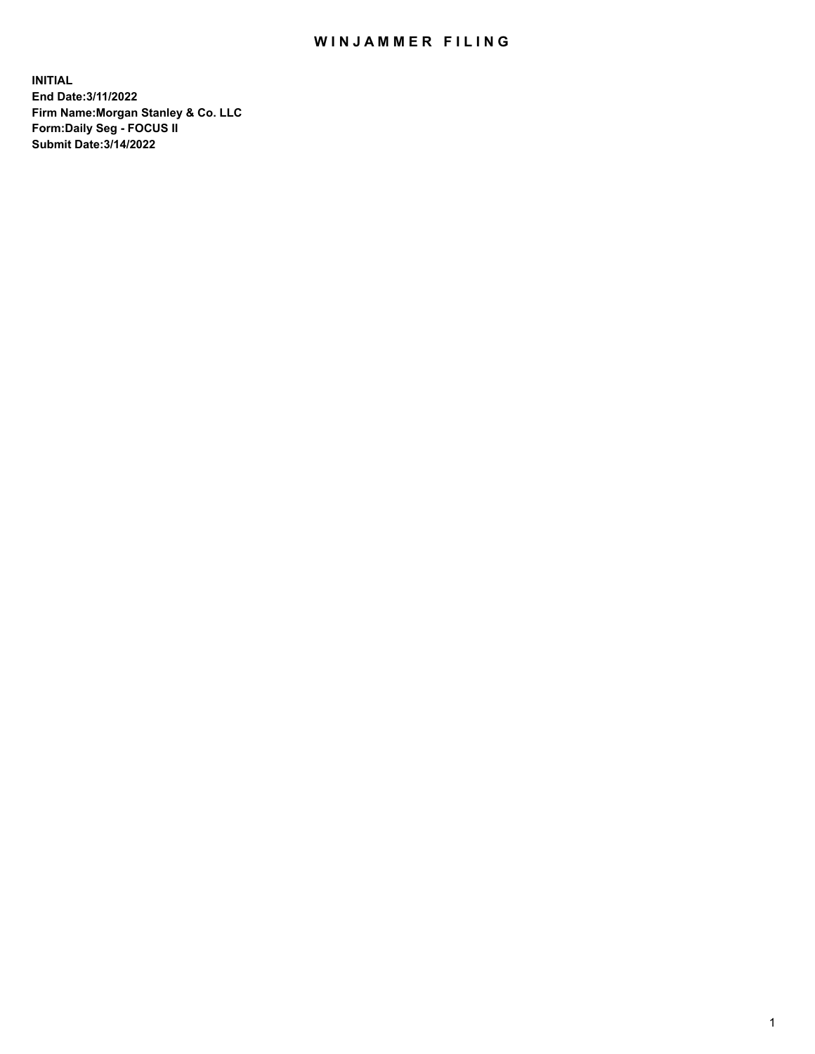# WINJAMMER FILING

**INITIAL**
**End Date:3/11/2022**
**Firm Name:Morgan Stanley & Co. LLC**
**Form:Daily Seg - FOCUS II**
**Submit Date:3/14/2022**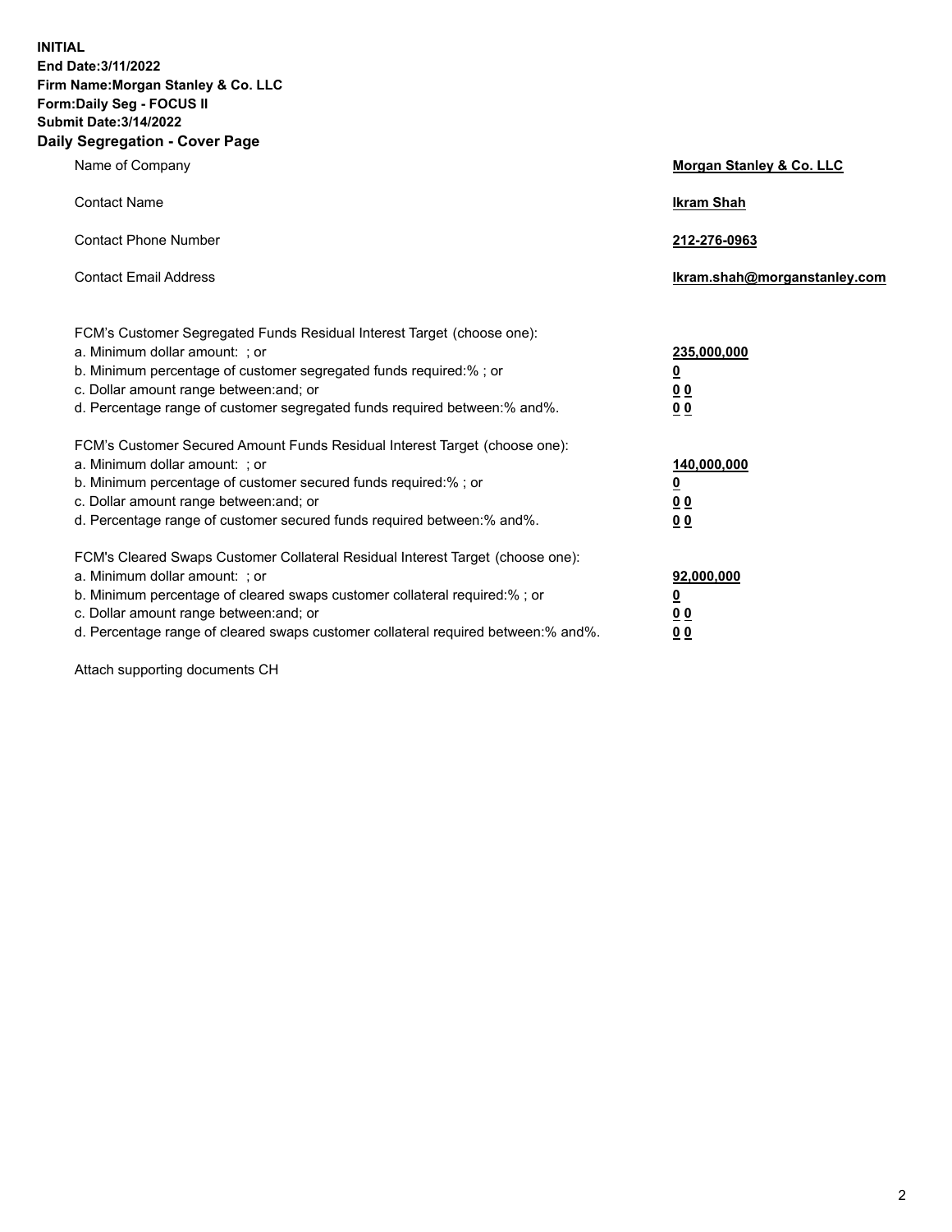**INITIAL**
**End Date:3/11/2022**
**Firm Name:Morgan Stanley & Co. LLC**
**Form:Daily Seg - FOCUS II**
**Submit Date:3/14/2022**

## Daily Segregation - Cover Page

| | |
|---|---|
| Name of Company | **Morgan Stanley & Co. LLC** |
| Contact Name | **Ikram Shah** |
| Contact Phone Number | **212-276-0963** |
| Contact Email Address | **Ikram.shah@morganstanley.com** |

| | |
|---|---|
| FCM's Customer Segregated Funds Residual Interest Target (choose one): | |
| a. Minimum dollar amount: ; or | **235,000,000** |
| b. Minimum percentage of customer segregated funds required:% ; or | **0** |
| c. Dollar amount range between:and; or | **0 0** |
| d. Percentage range of customer segregated funds required between:% and%. | **0 0** |
| FCM's Customer Secured Amount Funds Residual Interest Target (choose one): | |
| a. Minimum dollar amount: ; or | **140,000,000** |
| b. Minimum percentage of customer secured funds required:% ; or | **0** |
| c. Dollar amount range between:and; or | **0 0** |
| d. Percentage range of customer secured funds required between:% and%. | **0 0** |
| FCM's Cleared Swaps Customer Collateral Residual Interest Target (choose one): | |
| a. Minimum dollar amount: ; or | **92,000,000** |
| b. Minimum percentage of cleared swaps customer collateral required:% ; or | **0** |
| c. Dollar amount range between:and; or | **0 0** |
| d. Percentage range of cleared swaps customer collateral required between:% and%. | **0 0** |

Attach supporting documents CH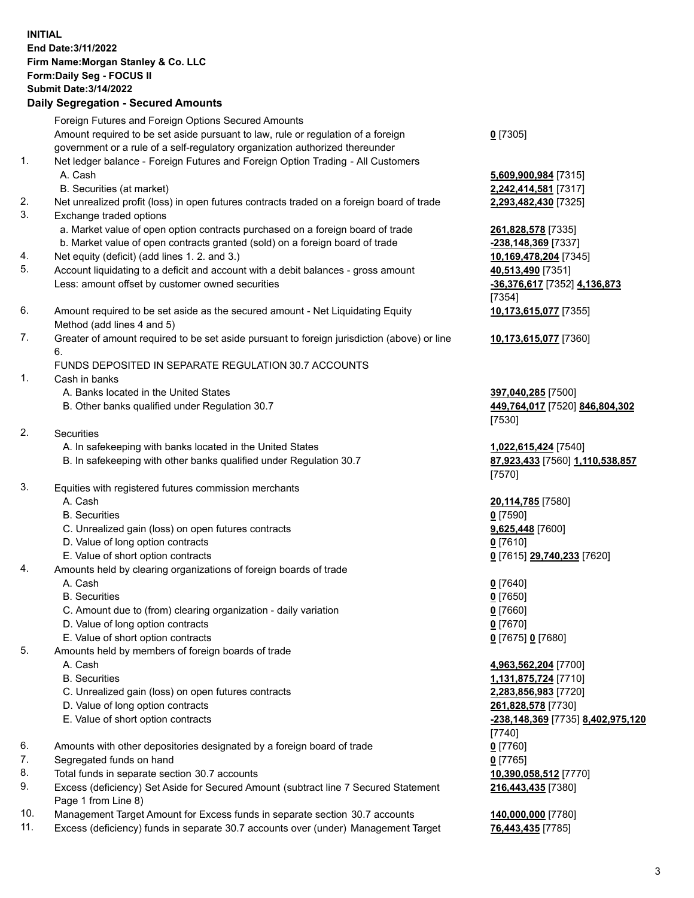**INITIAL**
**End Date:3/11/2022**
**Firm Name:Morgan Stanley & Co. LLC**
**Form:Daily Seg - FOCUS II**
**Submit Date:3/14/2022**

### Daily Segregation - Secured Amounts

| | | |
|---|---|---|
| | Foreign Futures and Foreign Options Secured Amounts | |
| | Amount required to be set aside pursuant to law, rule or regulation of a foreign government or a rule of a self-regulatory organization authorized thereunder | **0** [7305] |
| 1. | Net ledger balance - Foreign Futures and Foreign Option Trading - All Customers | |
| | A. Cash | **5,609,900,984** [7315] |
| | B. Securities (at market) | **2,242,414,581** [7317] |
| 2. | Net unrealized profit (loss) in open futures contracts traded on a foreign board of trade | **2,293,482,430** [7325] |
| 3. | Exchange traded options | |
| | a. Market value of open option contracts purchased on a foreign board of trade | **261,828,578** [7335] |
| | b. Market value of open contracts granted (sold) on a foreign board of trade | **-238,148,369** [7337] |
| 4. | Net equity (deficit) (add lines 1. 2. and 3.) | **10,169,478,204** [7345] |
| 5. | Account liquidating to a deficit and account with a debit balances - gross amount | **40,513,490** [7351] |
| | Less: amount offset by customer owned securities | **-36,376,617** [7352] **4,136,873** [7354] |
| 6. | Amount required to be set aside as the secured amount - Net Liquidating Equity Method (add lines 4 and 5) | **10,173,615,077** [7355] |
| 7. | Greater of amount required to be set aside pursuant to foreign jurisdiction (above) or line 6. | **10,173,615,077** [7360] |
| | FUNDS DEPOSITED IN SEPARATE REGULATION 30.7 ACCOUNTS | |
| 1. | Cash in banks | |
| | A. Banks located in the United States | **397,040,285** [7500] |
| | B. Other banks qualified under Regulation 30.7 | **449,764,017** [7520] **846,804,302** [7530] |
| 2. | Securities | |
| | A. In safekeeping with banks located in the United States | **1,022,615,424** [7540] |
| | B. In safekeeping with other banks qualified under Regulation 30.7 | **87,923,433** [7560] **1,110,538,857** [7570] |
| 3. | Equities with registered futures commission merchants | |
| | A. Cash | **20,114,785** [7580] |
| | B. Securities | **0** [7590] |
| | C. Unrealized gain (loss) on open futures contracts | **9,625,448** [7600] |
| | D. Value of long option contracts | **0** [7610] |
| | E. Value of short option contracts | **0** [7615] **29,740,233** [7620] |
| 4. | Amounts held by clearing organizations of foreign boards of trade | |
| | A. Cash | **0** [7640] |
| | B. Securities | **0** [7650] |
| | C. Amount due to (from) clearing organization - daily variation | **0** [7660] |
| | D. Value of long option contracts | **0** [7670] |
| | E. Value of short option contracts | **0** [7675] **0** [7680] |
| 5. | Amounts held by members of foreign boards of trade | |
| | A. Cash | **4,963,562,204** [7700] |
| | B. Securities | **1,131,875,724** [7710] |
| | C. Unrealized gain (loss) on open futures contracts | **2,283,856,983** [7720] |
| | D. Value of long option contracts | **261,828,578** [7730] |
| | E. Value of short option contracts | **-238,148,369** [7735] **8,402,975,120** [7740] |
| 6. | Amounts with other depositories designated by a foreign board of trade | **0** [7760] |
| 7. | Segregated funds on hand | **0** [7765] |
| 8. | Total funds in separate section 30.7 accounts | **10,390,058,512** [7770] |
| 9. | Excess (deficiency) Set Aside for Secured Amount (subtract line 7 Secured Statement Page 1 from Line 8) | **216,443,435** [7380] |
| 10. | Management Target Amount for Excess funds in separate section 30.7 accounts | **140,000,000** [7780] |
| 11. | Excess (deficiency) funds in separate 30.7 accounts over (under) Management Target | **76,443,435** [7785] |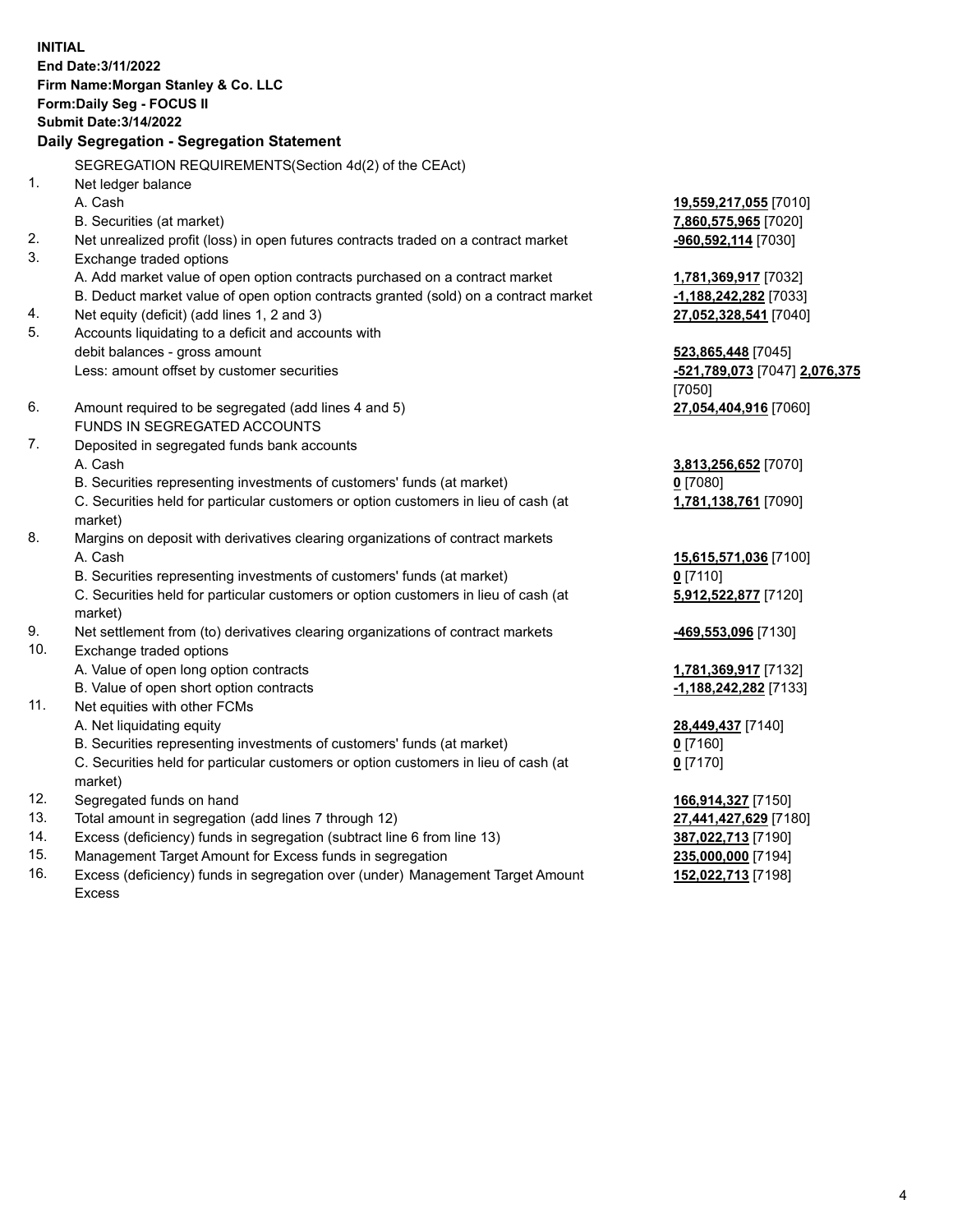**INITIAL**
**End Date:3/11/2022**
**Firm Name:Morgan Stanley & Co. LLC**
**Form:Daily Seg - FOCUS II**
**Submit Date:3/14/2022**

## Daily Segregation - Segregation Statement

SEGREGATION REQUIREMENTS(Section 4d(2) of the CEAct)

| | | |
|---|---|---|
| 1. | Net ledger balance | |
| | A. Cash | **19,559,217,055** [7010] |
| | B. Securities (at market) | **7,860,575,965** [7020] |
| 2. | Net unrealized profit (loss) in open futures contracts traded on a contract market | **-960,592,114** [7030] |
| 3. | Exchange traded options | |
| | A. Add market value of open option contracts purchased on a contract market | **1,781,369,917** [7032] |
| | B. Deduct market value of open option contracts granted (sold) on a contract market | **-1,188,242,282** [7033] |
| 4. | Net equity (deficit) (add lines 1, 2 and 3) | **27,052,328,541** [7040] |
| 5. | Accounts liquidating to a deficit and accounts with debit balances - gross amount | **523,865,448** [7045] |
| | Less: amount offset by customer securities | **-521,789,073** [7047] **2,076,375** [7050] |
| 6. | Amount required to be segregated (add lines 4 and 5) | **27,054,404,916** [7060] |
| | FUNDS IN SEGREGATED ACCOUNTS | |
| 7. | Deposited in segregated funds bank accounts | |
| | A. Cash | **3,813,256,652** [7070] |
| | B. Securities representing investments of customers' funds (at market) | **0** [7080] |
| | C. Securities held for particular customers or option customers in lieu of cash (at market) | **1,781,138,761** [7090] |
| 8. | Margins on deposit with derivatives clearing organizations of contract markets | |
| | A. Cash | **15,615,571,036** [7100] |
| | B. Securities representing investments of customers' funds (at market) | **0** [7110] |
| | C. Securities held for particular customers or option customers in lieu of cash (at market) | **5,912,522,877** [7120] |
| 9. | Net settlement from (to) derivatives clearing organizations of contract markets | **-469,553,096** [7130] |
| 10. | Exchange traded options | |
| | A. Value of open long option contracts | **1,781,369,917** [7132] |
| | B. Value of open short option contracts | **-1,188,242,282** [7133] |
| 11. | Net equities with other FCMs | |
| | A. Net liquidating equity | **28,449,437** [7140] |
| | B. Securities representing investments of customers' funds (at market) | **0** [7160] |
| | C. Securities held for particular customers or option customers in lieu of cash (at market) | **0** [7170] |
| 12. | Segregated funds on hand | **166,914,327** [7150] |
| 13. | Total amount in segregation (add lines 7 through 12) | **27,441,427,629** [7180] |
| 14. | Excess (deficiency) funds in segregation (subtract line 6 from line 13) | **387,022,713** [7190] |
| 15. | Management Target Amount for Excess funds in segregation | **235,000,000** [7194] |
| 16. | Excess (deficiency) funds in segregation over (under) Management Target Amount Excess | **152,022,713** [7198] |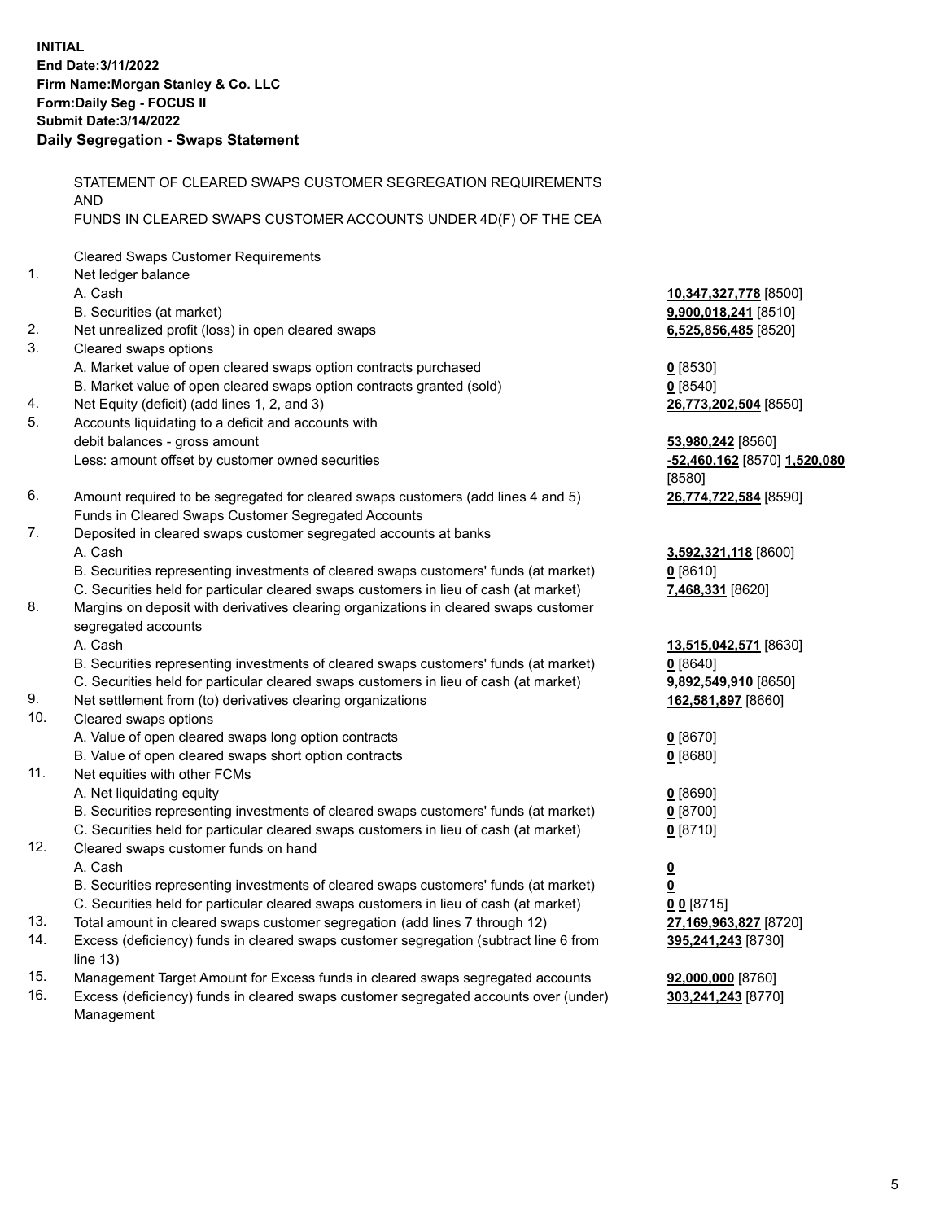**INITIAL**
**End Date:3/11/2022**
**Firm Name:Morgan Stanley & Co. LLC**
**Form:Daily Seg - FOCUS II**
**Submit Date:3/14/2022**

## Daily Segregation - Swaps Statement

STATEMENT OF CLEARED SWAPS CUSTOMER SEGREGATION REQUIREMENTS AND FUNDS IN CLEARED SWAPS CUSTOMER ACCOUNTS UNDER 4D(F) OF THE CEA

| | | |
|---|---|---|
| | Cleared Swaps Customer Requirements | |
| 1. | Net ledger balance | |
| | A. Cash | **10,347,327,778** [8500] |
| | B. Securities (at market) | **9,900,018,241** [8510] |
| 2. | Net unrealized profit (loss) in open cleared swaps | **6,525,856,485** [8520] |
| 3. | Cleared swaps options | |
| | A. Market value of open cleared swaps option contracts purchased | **0** [8530] |
| | B. Market value of open cleared swaps option contracts granted (sold) | **0** [8540] |
| 4. | Net Equity (deficit) (add lines 1, 2, and 3) | **26,773,202,504** [8550] |
| 5. | Accounts liquidating to a deficit and accounts with debit balances - gross amount | **53,980,242** [8560] |
| | Less: amount offset by customer owned securities | **-52,460,162** [8570] **1,520,080** [8580] |
| 6. | Amount required to be segregated for cleared swaps customers (add lines 4 and 5) | **26,774,722,584** [8590] |
| | Funds in Cleared Swaps Customer Segregated Accounts | |
| 7. | Deposited in cleared swaps customer segregated accounts at banks | |
| | A. Cash | **3,592,321,118** [8600] |
| | B. Securities representing investments of cleared swaps customers' funds (at market) | **0** [8610] |
| | C. Securities held for particular cleared swaps customers in lieu of cash (at market) | **7,468,331** [8620] |
| 8. | Margins on deposit with derivatives clearing organizations in cleared swaps customer segregated accounts | |
| | A. Cash | **13,515,042,571** [8630] |
| | B. Securities representing investments of cleared swaps customers' funds (at market) | **0** [8640] |
| | C. Securities held for particular cleared swaps customers in lieu of cash (at market) | **9,892,549,910** [8650] |
| 9. | Net settlement from (to) derivatives clearing organizations | **162,581,897** [8660] |
| 10. | Cleared swaps options | |
| | A. Value of open cleared swaps long option contracts | **0** [8670] |
| | B. Value of open cleared swaps short option contracts | **0** [8680] |
| 11. | Net equities with other FCMs | |
| | A. Net liquidating equity | **0** [8690] |
| | B. Securities representing investments of cleared swaps customers' funds (at market) | **0** [8700] |
| | C. Securities held for particular cleared swaps customers in lieu of cash (at market) | **0** [8710] |
| 12. | Cleared swaps customer funds on hand | |
| | A. Cash | **0** |
| | B. Securities representing investments of cleared swaps customers' funds (at market) | **0** |
| | C. Securities held for particular cleared swaps customers in lieu of cash (at market) | **0** **0** [8715] |
| 13. | Total amount in cleared swaps customer segregation (add lines 7 through 12) | **27,169,963,827** [8720] |
| 14. | Excess (deficiency) funds in cleared swaps customer segregation (subtract line 6 from line 13) | **395,241,243** [8730] |
| 15. | Management Target Amount for Excess funds in cleared swaps segregated accounts | **92,000,000** [8760] |
| 16. | Excess (deficiency) funds in cleared swaps customer segregated accounts over (under) Management | **303,241,243** [8770] |